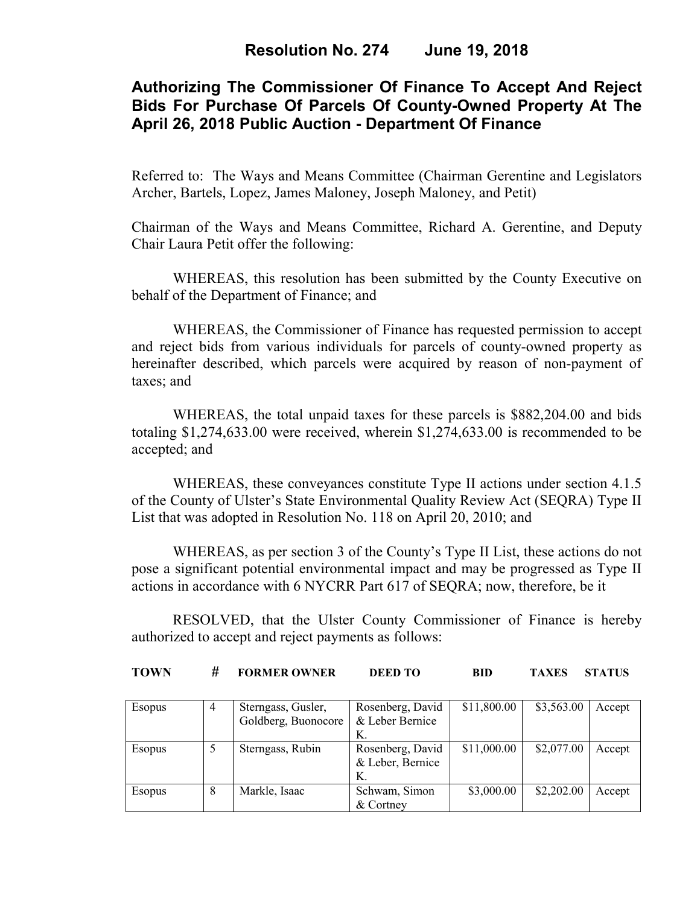# Resolution No. 274 June 19, 2018

## Authorizing The Commissioner Of Finance To Accept And Reject Bids For Purchase Of Parcels Of County-Owned Property At The April 26, 2018 Public Auction - Department Of Finance

Referred to: The Ways and Means Committee (Chairman Gerentine and Legislators Archer, Bartels, Lopez, James Maloney, Joseph Maloney, and Petit)

Chairman of the Ways and Means Committee, Richard A. Gerentine, and Deputy Chair Laura Petit offer the following:

WHEREAS, this resolution has been submitted by the County Executive on behalf of the Department of Finance; and

WHEREAS, the Commissioner of Finance has requested permission to accept and reject bids from various individuals for parcels of county-owned property as hereinafter described, which parcels were acquired by reason of non-payment of taxes; and

WHEREAS, the total unpaid taxes for these parcels is $882,204.00 and bids totaling $1,274,633.00 were received, wherein $1,274,633.00 is recommended to be accepted; and

WHEREAS, these conveyances constitute Type II actions under section 4.1.5 of the County of Ulster's State Environmental Quality Review Act (SEQRA) Type II List that was adopted in Resolution No. 118 on April 20, 2010; and

WHEREAS, as per section 3 of the County's Type II List, these actions do not pose a significant potential environmental impact and may be progressed as Type II actions in accordance with 6 NYCRR Part 617 of SEQRA; now, therefore, be it

RESOLVED, that the Ulster County Commissioner of Finance is hereby authorized to accept and reject payments as follows:

| TOWN | # | FORMER OWNER | DEED TO | BID | TAXES | STATUS |
|---|---|---|---|---|---|---|
| Esopus | 4 | Sterngass, Gusler, Goldberg, Buonocore | Rosenberg, David & Leber Bernice K. | $11,800.00 | $3,563.00 | Accept |
| Esopus | 5 | Sterngass, Rubin | Rosenberg, David & Leber, Bernice K. | $11,000.00 | $2,077.00 | Accept |
| Esopus | 8 | Markle, Isaac | Schwam, Simon & Cortney | $3,000.00 | $2,202.00 | Accept |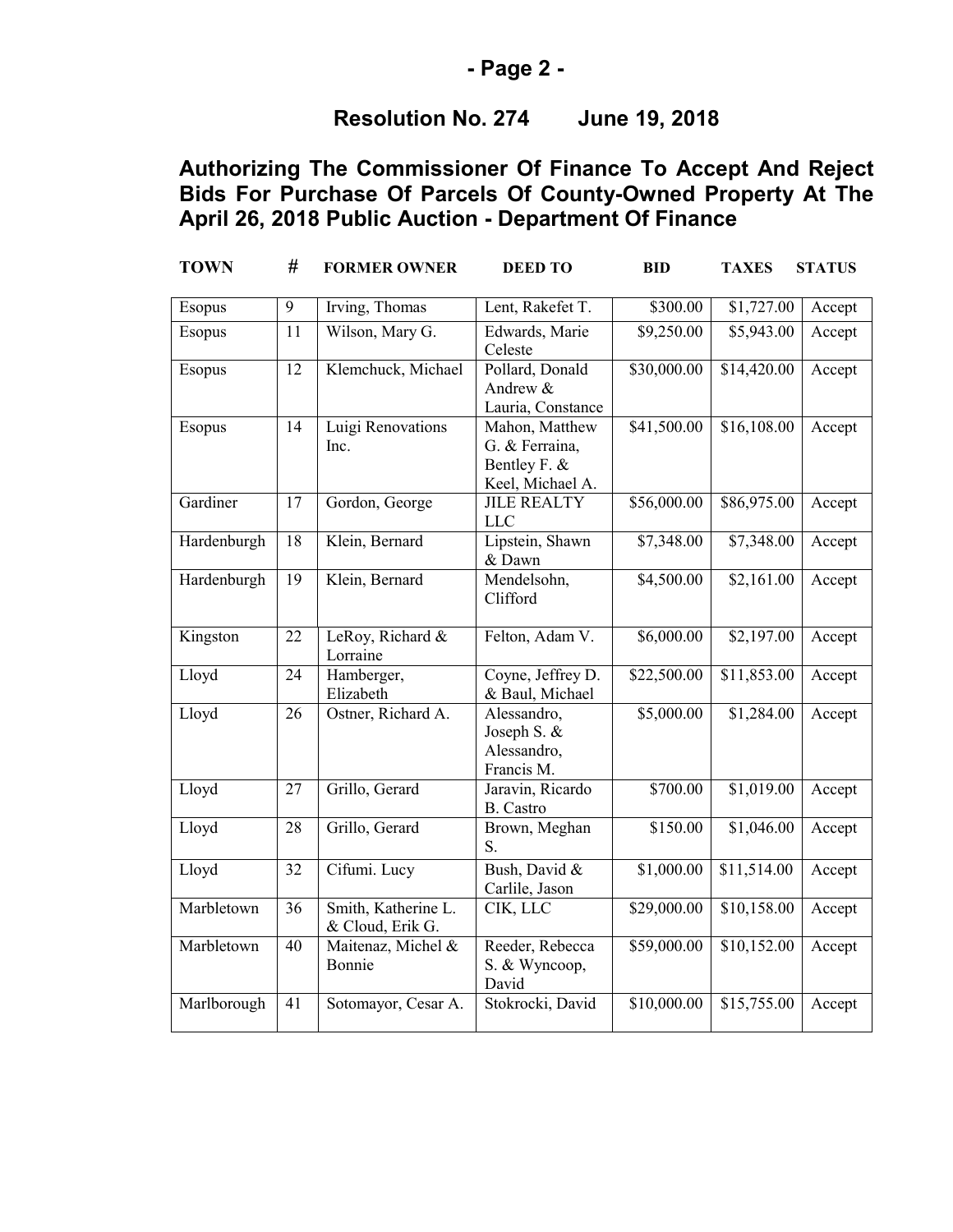**Resolution No. 274 June 19, 2018**

## Authorizing The Commissioner Of Finance To Accept And Reject Bids For Purchase Of Parcels Of County-Owned Property At The April 26, 2018 Public Auction - Department Of Finance

| TOWN | # | FORMER OWNER | DEED TO | BID | TAXES | STATUS |
|---|---|---|---|---|---|---|
| Esopus | 9 | Irving, Thomas | Lent, Rakefet T. | $300.00 | $1,727.00 | Accept |
| Esopus | 11 | Wilson, Mary G. | Edwards, Marie Celeste | $9,250.00 | $5,943.00 | Accept |
| Esopus | 12 | Klemchuck, Michael | Pollard, Donald Andrew & Lauria, Constance | $30,000.00 | $14,420.00 | Accept |
| Esopus | 14 | Luigi Renovations Inc. | Mahon, Matthew G. & Ferraina, Bentley F. & Keel, Michael A. | $41,500.00 | $16,108.00 | Accept |
| Gardiner | 17 | Gordon, George | JILE REALTY LLC | $56,000.00 | $86,975.00 | Accept |
| Hardenburgh | 18 | Klein, Bernard | Lipstein, Shawn & Dawn | $7,348.00 | $7,348.00 | Accept |
| Hardenburgh | 19 | Klein, Bernard | Mendelsohn, Clifford | $4,500.00 | $2,161.00 | Accept |
| Kingston | 22 | LeRoy, Richard & Lorraine | Felton, Adam V. | $6,000.00 | $2,197.00 | Accept |
| Lloyd | 24 | Hamberger, Elizabeth | Coyne, Jeffrey D. & Baul, Michael | $22,500.00 | $11,853.00 | Accept |
| Lloyd | 26 | Ostner, Richard A. | Alessandro, Joseph S. & Alessandro, Francis M. | $5,000.00 | $1,284.00 | Accept |
| Lloyd | 27 | Grillo, Gerard | Jaravin, Ricardo B. Castro | $700.00 | $1,019.00 | Accept |
| Lloyd | 28 | Grillo, Gerard | Brown, Meghan S. | $150.00 | $1,046.00 | Accept |
| Lloyd | 32 | Cifumi. Lucy | Bush, David & Carlile, Jason | $1,000.00 | $11,514.00 | Accept |
| Marbletown | 36 | Smith, Katherine L. & Cloud, Erik G. | CIK, LLC | $29,000.00 | $10,158.00 | Accept |
| Marbletown | 40 | Maitenaz, Michel & Bonnie | Reeder, Rebecca S. & Wyncoop, David | $59,000.00 | $10,152.00 | Accept |
| Marlborough | 41 | Sotomayor, Cesar A. | Stokrocki, David | $10,000.00 | $15,755.00 | Accept |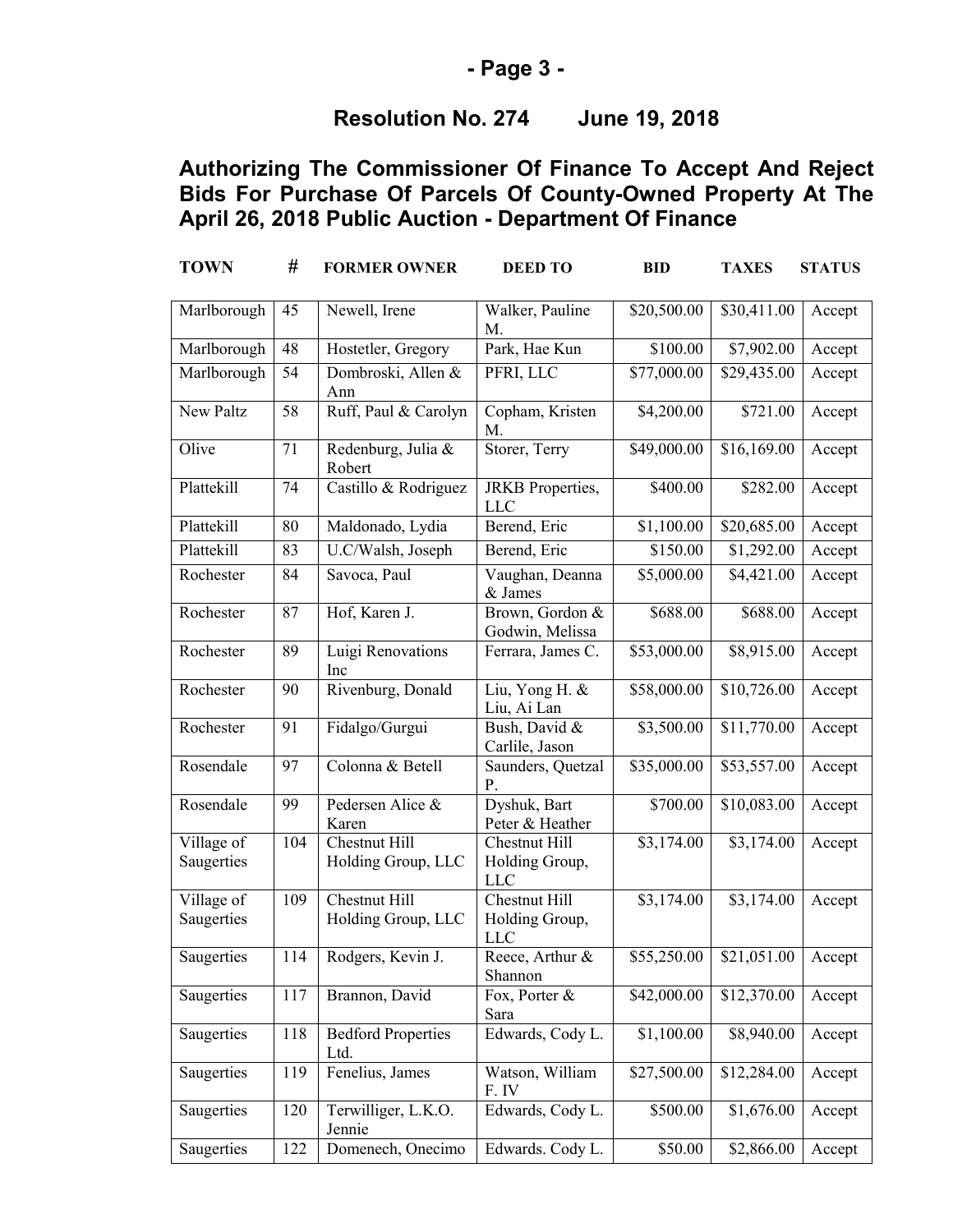## Resolution No. 274 June 19, 2018

## Authorizing The Commissioner Of Finance To Accept And Reject Bids For Purchase Of Parcels Of County-Owned Property At The April 26, 2018 Public Auction - Department Of Finance

| TOWN | # | FORMER OWNER | DEED TO | BID | TAXES | STATUS |
|---|---|---|---|---|---|---|
| Marlborough | 45 | Newell, Irene | Walker, Pauline M. | $20,500.00 | $30,411.00 | Accept |
| Marlborough | 48 | Hostetler, Gregory | Park, Hae Kun | $100.00 | $7,902.00 | Accept |
| Marlborough | 54 | Dombroski, Allen & Ann | PFRI, LLC | $77,000.00 | $29,435.00 | Accept |
| New Paltz | 58 | Ruff, Paul & Carolyn | Copham, Kristen M. | $4,200.00 | $721.00 | Accept |
| Olive | 71 | Redenburg, Julia & Robert | Storer, Terry | $49,000.00 | $16,169.00 | Accept |
| Plattekill | 74 | Castillo & Rodriguez | JRKB Properties, LLC | $400.00 | $282.00 | Accept |
| Plattekill | 80 | Maldonado, Lydia | Berend, Eric | $1,100.00 | $20,685.00 | Accept |
| Plattekill | 83 | U.C/Walsh, Joseph | Berend, Eric | $150.00 | $1,292.00 | Accept |
| Rochester | 84 | Savoca, Paul | Vaughan, Deanna & James | $5,000.00 | $4,421.00 | Accept |
| Rochester | 87 | Hof, Karen J. | Brown, Gordon & Godwin, Melissa | $688.00 | $688.00 | Accept |
| Rochester | 89 | Luigi Renovations Inc | Ferrara, James C. | $53,000.00 | $8,915.00 | Accept |
| Rochester | 90 | Rivenburg, Donald | Liu, Yong H. & Liu, Ai Lan | $58,000.00 | $10,726.00 | Accept |
| Rochester | 91 | Fidalgo/Gurgui | Bush, David & Carlile, Jason | $3,500.00 | $11,770.00 | Accept |
| Rosendale | 97 | Colonna & Betell | Saunders, Quetzal P. | $35,000.00 | $53,557.00 | Accept |
| Rosendale | 99 | Pedersen Alice & Karen | Dyshuk, Bart Peter & Heather | $700.00 | $10,083.00 | Accept |
| Village of Saugerties | 104 | Chestnut Hill Holding Group, LLC | Chestnut Hill Holding Group, LLC | $3,174.00 | $3,174.00 | Accept |
| Village of Saugerties | 109 | Chestnut Hill Holding Group, LLC | Chestnut Hill Holding Group, LLC | $3,174.00 | $3,174.00 | Accept |
| Saugerties | 114 | Rodgers, Kevin J. | Reece, Arthur & Shannon | $55,250.00 | $21,051.00 | Accept |
| Saugerties | 117 | Brannon, David | Fox, Porter & Sara | $42,000.00 | $12,370.00 | Accept |
| Saugerties | 118 | Bedford Properties Ltd. | Edwards, Cody L. | $1,100.00 | $8,940.00 | Accept |
| Saugerties | 119 | Fenelius, James | Watson, William F. IV | $27,500.00 | $12,284.00 | Accept |
| Saugerties | 120 | Terwilliger, L.K.O. Jennie | Edwards, Cody L. | $500.00 | $1,676.00 | Accept |
| Saugerties | 122 | Domenech, Onecimo | Edwards. Cody L. | $50.00 | $2,866.00 | Accept |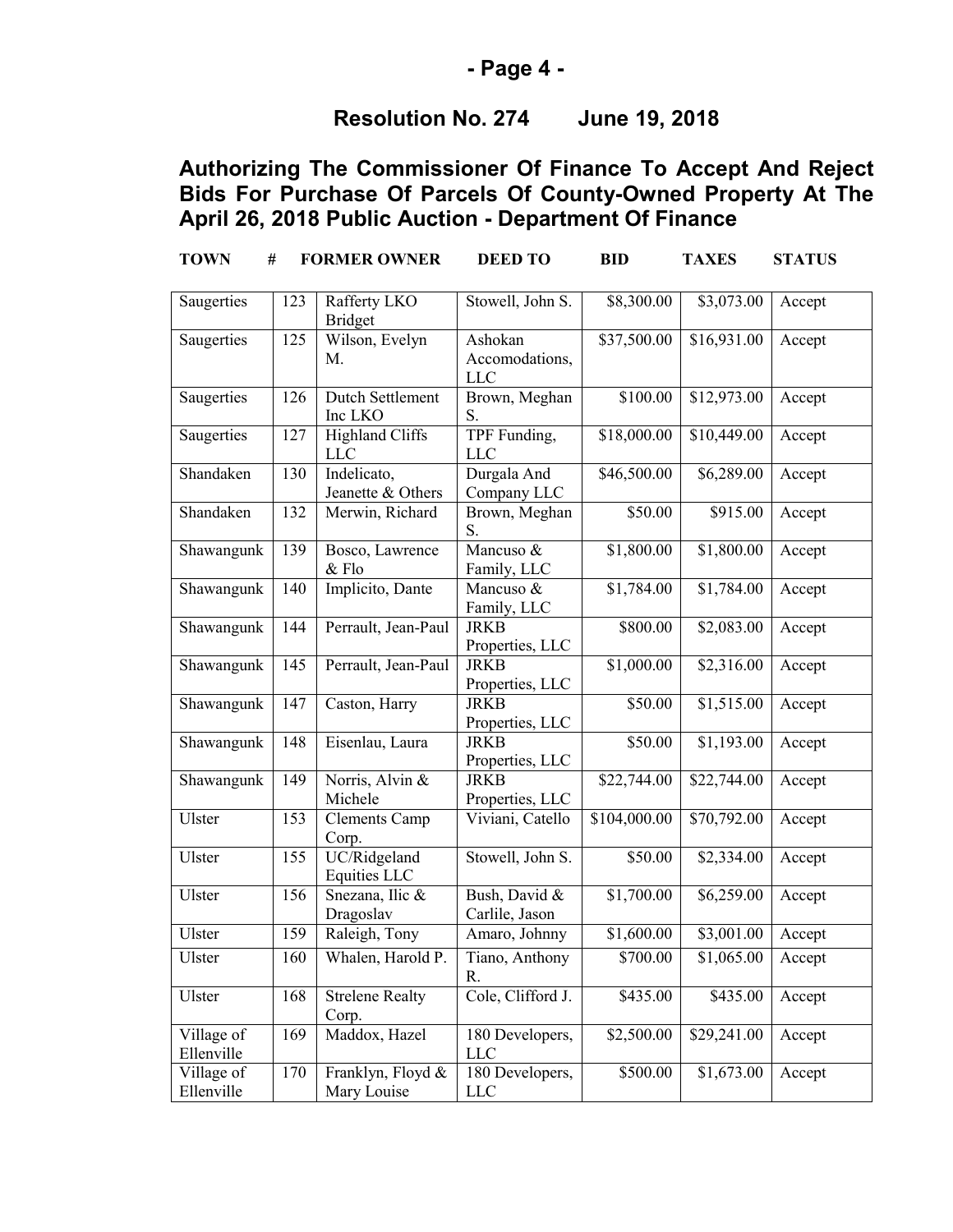## Resolution No. 274 June 19, 2018

## Authorizing The Commissioner Of Finance To Accept And Reject Bids For Purchase Of Parcels Of County-Owned Property At The April 26, 2018 Public Auction - Department Of Finance

| TOWN | # | FORMER OWNER | DEED TO | BID | TAXES | STATUS |
|---|---|---|---|---|---|---|
| Saugerties | 123 | Rafferty LKO Bridget | Stowell, John S. | $8,300.00 | $3,073.00 | Accept |
| Saugerties | 125 | Wilson, Evelyn M. | Ashokan Accomodations, LLC | $37,500.00 | $16,931.00 | Accept |
| Saugerties | 126 | Dutch Settlement Inc LKO | Brown, Meghan S. | $100.00 | $12,973.00 | Accept |
| Saugerties | 127 | Highland Cliffs LLC | TPF Funding, LLC | $18,000.00 | $10,449.00 | Accept |
| Shandaken | 130 | Indelicato, Jeanette & Others | Durgala And Company LLC | $46,500.00 | $6,289.00 | Accept |
| Shandaken | 132 | Merwin, Richard | Brown, Meghan S. | $50.00 | $915.00 | Accept |
| Shawangunk | 139 | Bosco, Lawrence & Flo | Mancuso & Family, LLC | $1,800.00 | $1,800.00 | Accept |
| Shawangunk | 140 | Implicito, Dante | Mancuso & Family, LLC | $1,784.00 | $1,784.00 | Accept |
| Shawangunk | 144 | Perrault, Jean-Paul | JRKB Properties, LLC | $800.00 | $2,083.00 | Accept |
| Shawangunk | 145 | Perrault, Jean-Paul | JRKB Properties, LLC | $1,000.00 | $2,316.00 | Accept |
| Shawangunk | 147 | Caston, Harry | JRKB Properties, LLC | $50.00 | $1,515.00 | Accept |
| Shawangunk | 148 | Eisenlau, Laura | JRKB Properties, LLC | $50.00 | $1,193.00 | Accept |
| Shawangunk | 149 | Norris, Alvin & Michele | JRKB Properties, LLC | $22,744.00 | $22,744.00 | Accept |
| Ulster | 153 | Clements Camp Corp. | Viviani, Catello | $104,000.00 | $70,792.00 | Accept |
| Ulster | 155 | UC/Ridgeland Equities LLC | Stowell, John S. | $50.00 | $2,334.00 | Accept |
| Ulster | 156 | Snezana, Ilic & Dragoslav | Bush, David & Carlile, Jason | $1,700.00 | $6,259.00 | Accept |
| Ulster | 159 | Raleigh, Tony | Amaro, Johnny | $1,600.00 | $3,001.00 | Accept |
| Ulster | 160 | Whalen, Harold P. | Tiano, Anthony R. | $700.00 | $1,065.00 | Accept |
| Ulster | 168 | Strelene Realty Corp. | Cole, Clifford J. | $435.00 | $435.00 | Accept |
| Village of Ellenville | 169 | Maddox, Hazel | 180 Developers, LLC | $2,500.00 | $29,241.00 | Accept |
| Village of Ellenville | 170 | Franklyn, Floyd & Mary Louise | 180 Developers, LLC | $500.00 | $1,673.00 | Accept |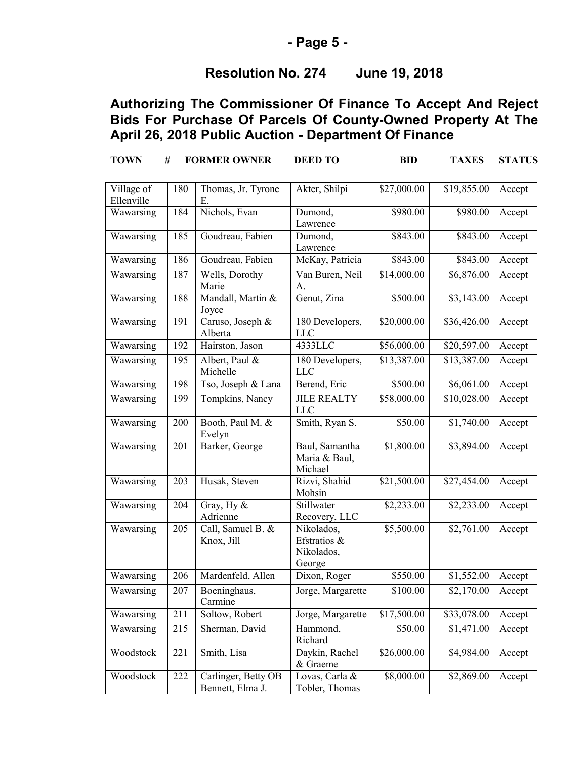## Resolution No. 274 June 19, 2018

# Authorizing The Commissioner Of Finance To Accept And Reject Bids For Purchase Of Parcels Of County-Owned Property At The April 26, 2018 Public Auction - Department Of Finance

| TOWN | # | FORMER OWNER | DEED TO | BID | TAXES | STATUS |
|---|---|---|---|---|---|---|
| Village of Ellenville | 180 | Thomas, Jr. Tyrone E. | Akter, Shilpi | $27,000.00 | $19,855.00 | Accept |
| Wawarsing | 184 | Nichols, Evan | Dumond, Lawrence | $980.00 | $980.00 | Accept |
| Wawarsing | 185 | Goudreau, Fabien | Dumond, Lawrence | $843.00 | $843.00 | Accept |
| Wawarsing | 186 | Goudreau, Fabien | McKay, Patricia | $843.00 | $843.00 | Accept |
| Wawarsing | 187 | Wells, Dorothy Marie | Van Buren, Neil A. | $14,000.00 | $6,876.00 | Accept |
| Wawarsing | 188 | Mandall, Martin & Joyce | Genut, Zina | $500.00 | $3,143.00 | Accept |
| Wawarsing | 191 | Caruso, Joseph & Alberta | 180 Developers, LLC | $20,000.00 | $36,426.00 | Accept |
| Wawarsing | 192 | Hairston, Jason | 4333LLC | $56,000.00 | $20,597.00 | Accept |
| Wawarsing | 195 | Albert, Paul & Michelle | 180 Developers, LLC | $13,387.00 | $13,387.00 | Accept |
| Wawarsing | 198 | Tso, Joseph & Lana | Berend, Eric | $500.00 | $6,061.00 | Accept |
| Wawarsing | 199 | Tompkins, Nancy | JILE REALTY LLC | $58,000.00 | $10,028.00 | Accept |
| Wawarsing | 200 | Booth, Paul M. & Evelyn | Smith, Ryan S. | $50.00 | $1,740.00 | Accept |
| Wawarsing | 201 | Barker, George | Baul, Samantha Maria & Baul, Michael | $1,800.00 | $3,894.00 | Accept |
| Wawarsing | 203 | Husak, Steven | Rizvi, Shahid Mohsin | $21,500.00 | $27,454.00 | Accept |
| Wawarsing | 204 | Gray, Hy & Adrienne | Stillwater Recovery, LLC | $2,233.00 | $2,233.00 | Accept |
| Wawarsing | 205 | Call, Samuel B. & Knox, Jill | Nikolados, Efstratios & Nikolados, George | $5,500.00 | $2,761.00 | Accept |
| Wawarsing | 206 | Mardenfeld, Allen | Dixon, Roger | $550.00 | $1,552.00 | Accept |
| Wawarsing | 207 | Boeninghaus, Carmine | Jorge, Margarette | $100.00 | $2,170.00 | Accept |
| Wawarsing | 211 | Soltow, Robert | Jorge, Margarette | $17,500.00 | $33,078.00 | Accept |
| Wawarsing | 215 | Sherman, David | Hammond, Richard | $50.00 | $1,471.00 | Accept |
| Woodstock | 221 | Smith, Lisa | Daykin, Rachel & Graeme | $26,000.00 | $4,984.00 | Accept |
| Woodstock | 222 | Carlinger, Betty OB Bennett, Elma J. | Lovas, Carla & Tobler, Thomas | $8,000.00 | $2,869.00 | Accept |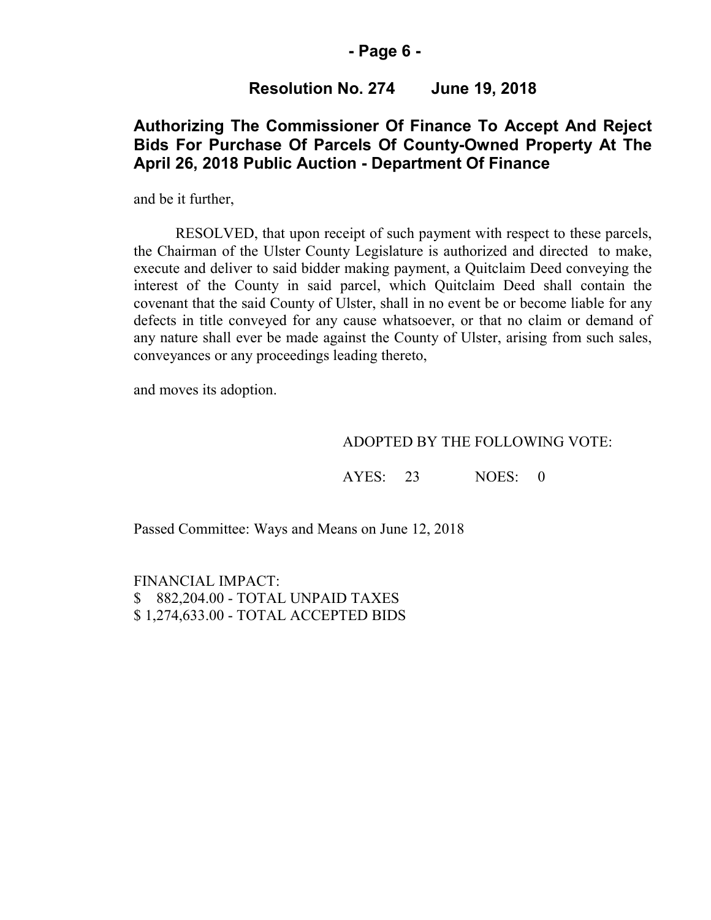**Resolution No. 274 June 19, 2018**

## Authorizing The Commissioner Of Finance To Accept And Reject Bids For Purchase Of Parcels Of County-Owned Property At The April 26, 2018 Public Auction - Department Of Finance

and be it further,

RESOLVED, that upon receipt of such payment with respect to these parcels, the Chairman of the Ulster County Legislature is authorized and directed to make, execute and deliver to said bidder making payment, a Quitclaim Deed conveying the interest of the County in said parcel, which Quitclaim Deed shall contain the covenant that the said County of Ulster, shall in no event be or become liable for any defects in title conveyed for any cause whatsoever, or that no claim or demand of any nature shall ever be made against the County of Ulster, arising from such sales, conveyances or any proceedings leading thereto,

and moves its adoption.

ADOPTED BY THE FOLLOWING VOTE:

AYES: 23 NOES: 0

Passed Committee: Ways and Means on June 12, 2018

FINANCIAL IMPACT:
$ 882,204.00 - TOTAL UNPAID TAXES
$ 1,274,633.00 - TOTAL ACCEPTED BIDS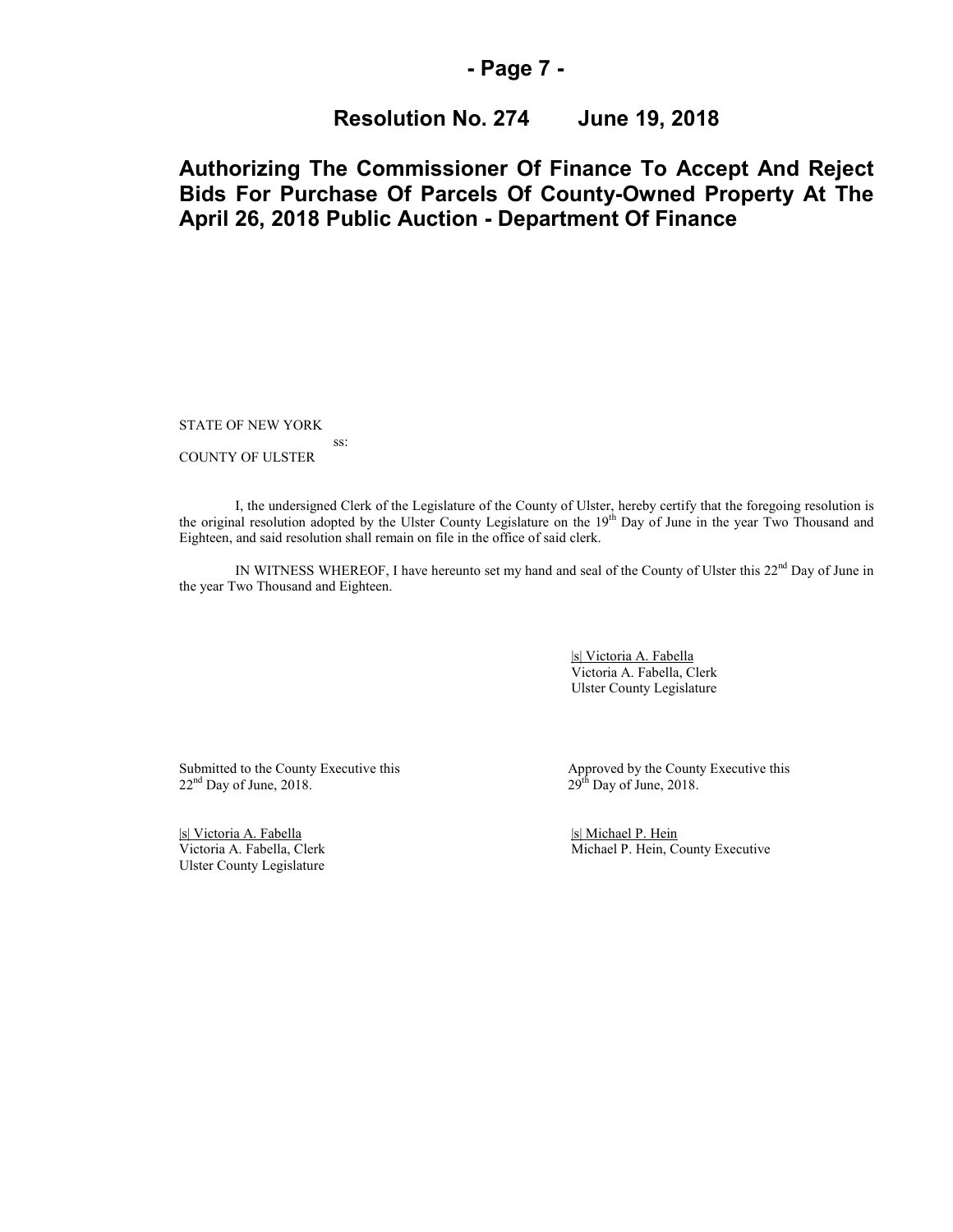## Resolution No. 274 June 19, 2018

# Authorizing The Commissioner Of Finance To Accept And Reject Bids For Purchase Of Parcels Of County-Owned Property At The April 26, 2018 Public Auction - Department Of Finance

STATE OF NEW YORK
ss:
COUNTY OF ULSTER

I, the undersigned Clerk of the Legislature of the County of Ulster, hereby certify that the foregoing resolution is the original resolution adopted by the Ulster County Legislature on the 19th Day of June in the year Two Thousand and Eighteen, and said resolution shall remain on file in the office of said clerk.

IN WITNESS WHEREOF, I have hereunto set my hand and seal of the County of Ulster this 22nd Day of June in the year Two Thousand and Eighteen.

|s| Victoria A. Fabella
Victoria A. Fabella, Clerk
Ulster County Legislature

Submitted to the County Executive this 22nd Day of June, 2018.

|s| Victoria A. Fabella
Victoria A. Fabella, Clerk
Ulster County Legislature

Approved by the County Executive this 29th Day of June, 2018.

|s| Michael P. Hein
Michael P. Hein, County Executive